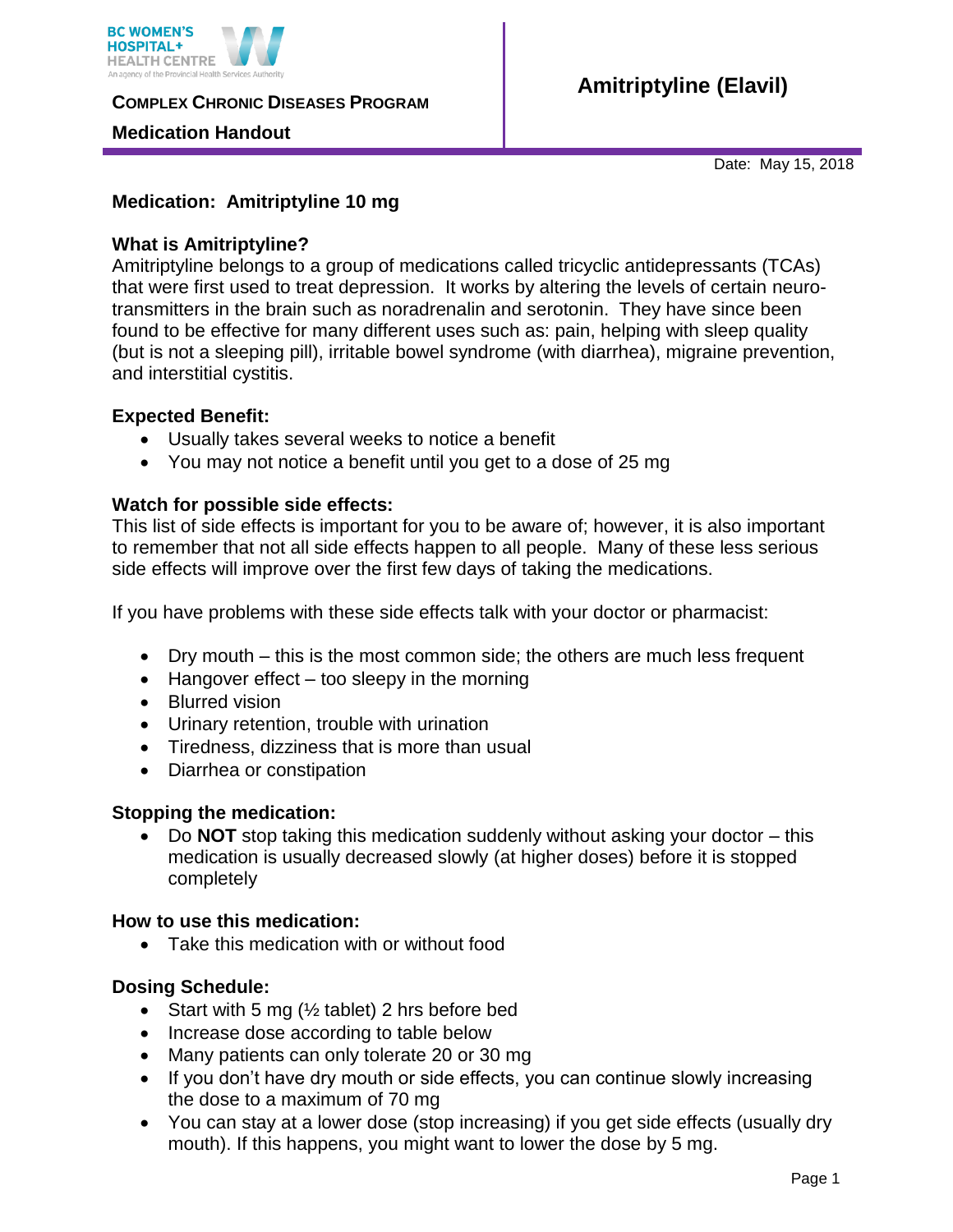BC WOMEN'S HOSPITAL+ HEALTH CENTRE
An agency of the Provincial Health Services Authority

**COMPLEX CHRONIC DISEASES PROGRAM**

**Medication Handout**

# Amitriptyline (Elavil)

Date: May 15, 2018

**Medication: Amitriptyline 10 mg**

### What is Amitriptyline?

Amitriptyline belongs to a group of medications called tricyclic antidepressants (TCAs) that were first used to treat depression. It works by altering the levels of certain neuro-transmitters in the brain such as noradrenalin and serotonin. They have since been found to be effective for many different uses such as: pain, helping with sleep quality (but is not a sleeping pill), irritable bowel syndrome (with diarrhea), migraine prevention, and interstitial cystitis.

### Expected Benefit:

- Usually takes several weeks to notice a benefit
- You may not notice a benefit until you get to a dose of 25 mg

### Watch for possible side effects:

This list of side effects is important for you to be aware of; however, it is also important to remember that not all side effects happen to all people. Many of these less serious side effects will improve over the first few days of taking the medications.

If you have problems with these side effects talk with your doctor or pharmacist:

- Dry mouth – this is the most common side; the others are much less frequent
- Hangover effect – too sleepy in the morning
- Blurred vision
- Urinary retention, trouble with urination
- Tiredness, dizziness that is more than usual
- Diarrhea or constipation

### Stopping the medication:

- Do **NOT** stop taking this medication suddenly without asking your doctor – this medication is usually decreased slowly (at higher doses) before it is stopped completely

### How to use this medication:

- Take this medication with or without food

### Dosing Schedule:

- Start with 5 mg (½ tablet) 2 hrs before bed
- Increase dose according to table below
- Many patients can only tolerate 20 or 30 mg
- If you don't have dry mouth or side effects, you can continue slowly increasing the dose to a maximum of 70 mg
- You can stay at a lower dose (stop increasing) if you get side effects (usually dry mouth). If this happens, you might want to lower the dose by 5 mg.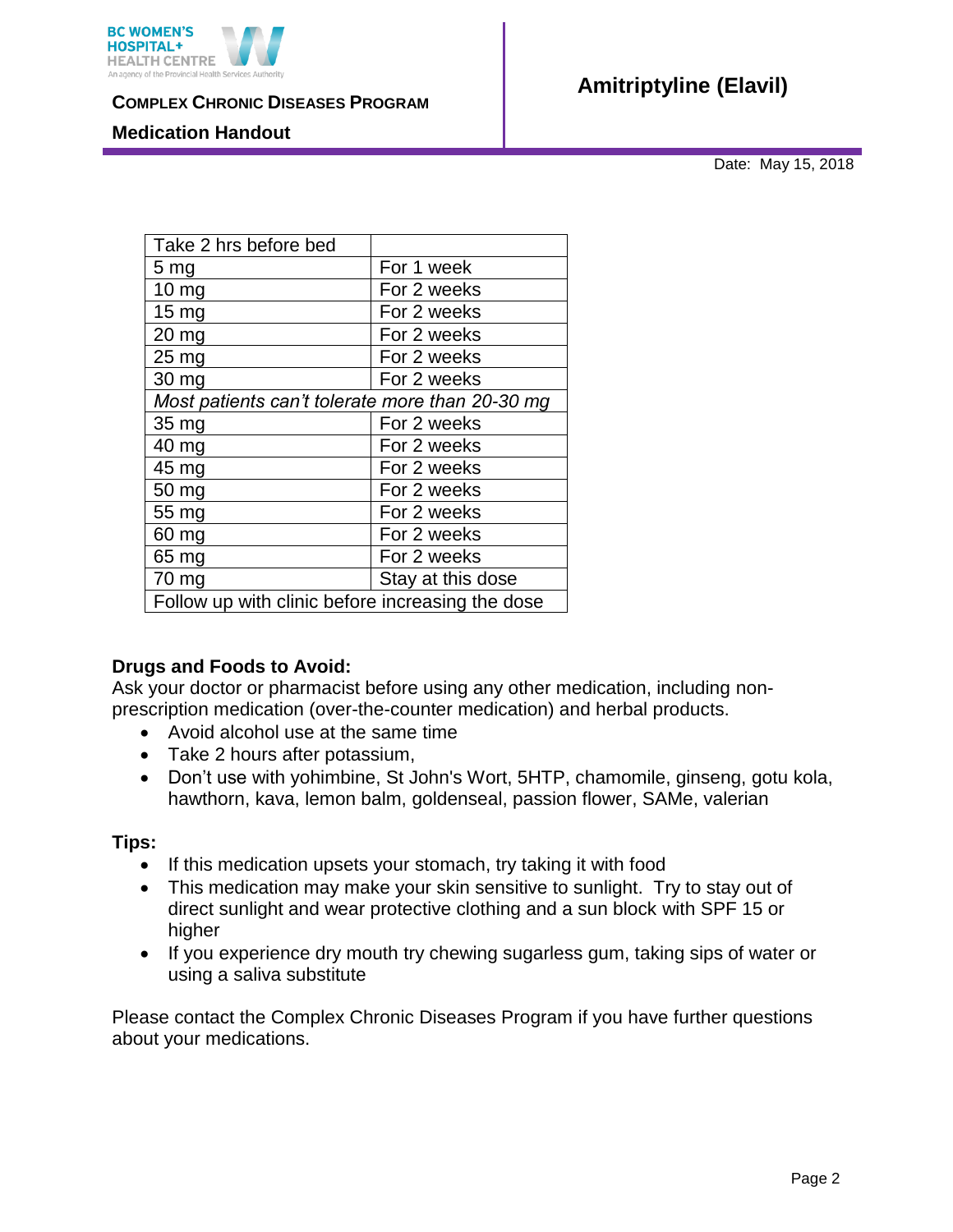**BC WOMEN'S HOSPITAL+ HEALTH CENTRE**
An agency of the Provincial Health Services Authority

**COMPLEX CHRONIC DISEASES PROGRAM**

**Medication Handout**

# Amitriptyline (Elavil)

Date: May 15, 2018

| | |
|---|---|
| Take 2 hrs before bed | |
| 5 mg | For 1 week |
| 10 mg | For 2 weeks |
| 15 mg | For 2 weeks |
| 20 mg | For 2 weeks |
| 25 mg | For 2 weeks |
| 30 mg | For 2 weeks |
| *Most patients can't tolerate more than 20-30 mg* | |
| 35 mg | For 2 weeks |
| 40 mg | For 2 weeks |
| 45 mg | For 2 weeks |
| 50 mg | For 2 weeks |
| 55 mg | For 2 weeks |
| 60 mg | For 2 weeks |
| 65 mg | For 2 weeks |
| 70 mg | Stay at this dose |
| Follow up with clinic before increasing the dose | |

**Drugs and Foods to Avoid:**
Ask your doctor or pharmacist before using any other medication, including non-prescription medication (over-the-counter medication) and herbal products.

- Avoid alcohol use at the same time
- Take 2 hours after potassium,
- Don't use with yohimbine, St John's Wort, 5HTP, chamomile, ginseng, gotu kola, hawthorn, kava, lemon balm, goldenseal, passion flower, SAMe, valerian

**Tips:**

- If this medication upsets your stomach, try taking it with food
- This medication may make your skin sensitive to sunlight. Try to stay out of direct sunlight and wear protective clothing and a sun block with SPF 15 or higher
- If you experience dry mouth try chewing sugarless gum, taking sips of water or using a saliva substitute

Please contact the Complex Chronic Diseases Program if you have further questions about your medications.